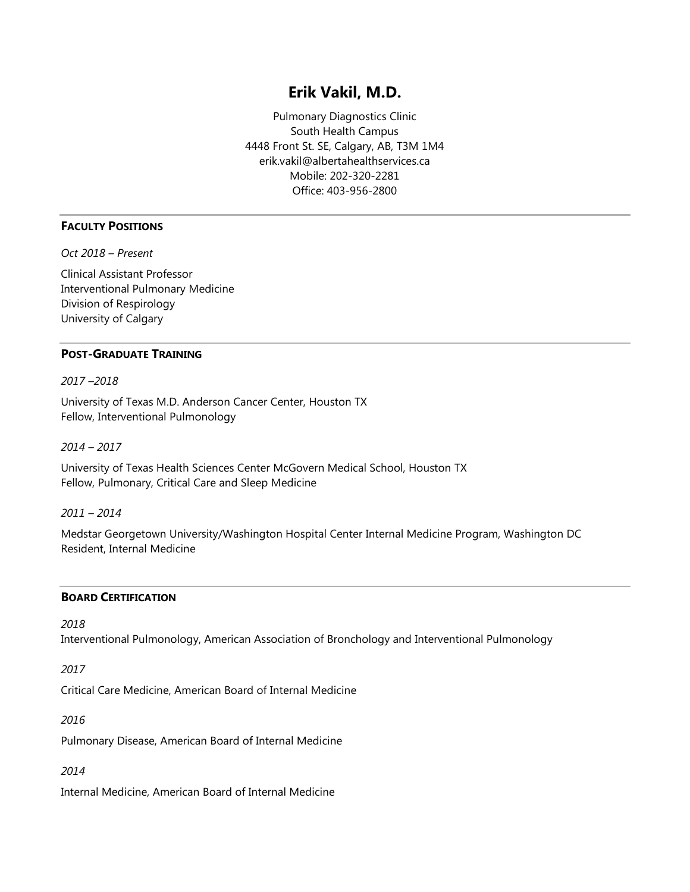# Erik Vakil, M.D.

Pulmonary Diagnostics Clinic
South Health Campus
4448 Front St. SE, Calgary, AB, T3M 1M4
erik.vakil@albertahealthservices.ca
Mobile: 202-320-2281
Office: 403-956-2800

## FACULTY POSITIONS

*Oct 2018 – Present*

Clinical Assistant Professor
Interventional Pulmonary Medicine
Division of Respirology
University of Calgary

## POST-GRADUATE TRAINING

*2017 –2018*

University of Texas M.D. Anderson Cancer Center, Houston TX
Fellow, Interventional Pulmonology

*2014 – 2017*

University of Texas Health Sciences Center McGovern Medical School, Houston TX
Fellow, Pulmonary, Critical Care and Sleep Medicine

*2011 – 2014*

Medstar Georgetown University/Washington Hospital Center Internal Medicine Program, Washington DC
Resident, Internal Medicine

## BOARD CERTIFICATION

*2018*

Interventional Pulmonology, American Association of Bronchology and Interventional Pulmonology

*2017*

Critical Care Medicine, American Board of Internal Medicine

*2016*

Pulmonary Disease, American Board of Internal Medicine

*2014*

Internal Medicine, American Board of Internal Medicine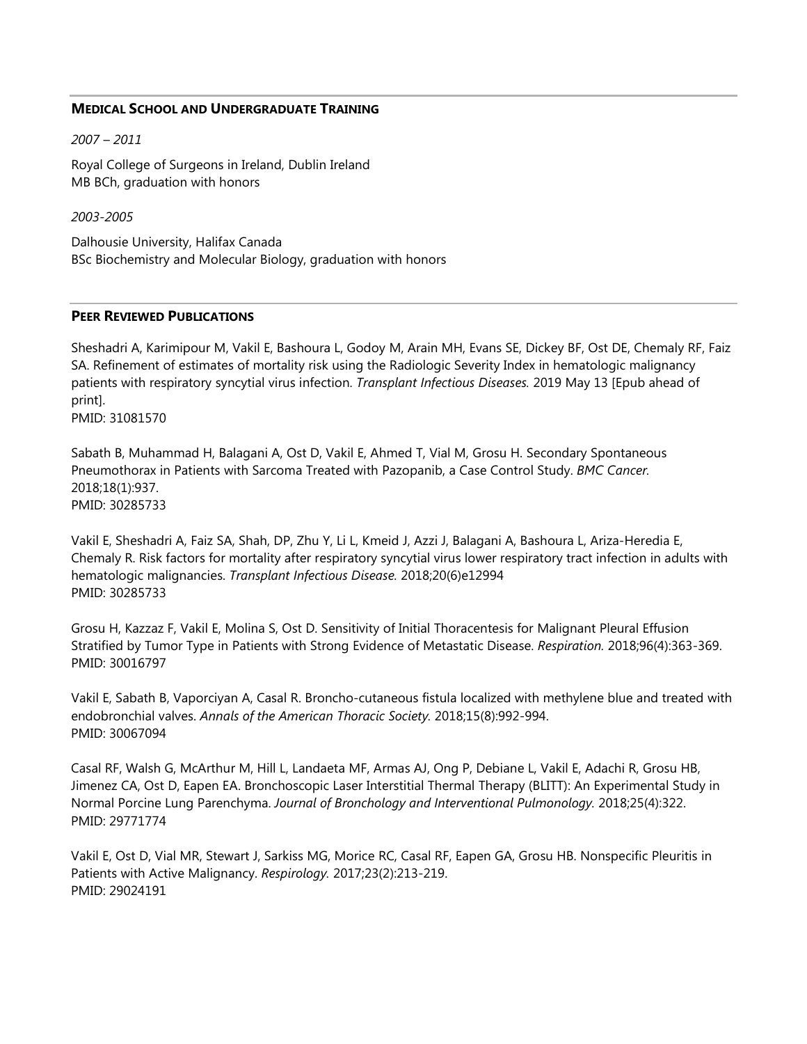## Medical School and Undergraduate Training

*2007 – 2011*

Royal College of Surgeons in Ireland, Dublin Ireland
MB BCh, graduation with honors

*2003-2005*

Dalhousie University, Halifax Canada
BSc Biochemistry and Molecular Biology, graduation with honors

## Peer Reviewed Publications

Sheshadri A, Karimipour M, Vakil E, Bashoura L, Godoy M, Arain MH, Evans SE, Dickey BF, Ost DE, Chemaly RF, Faiz SA. Refinement of estimates of mortality risk using the Radiologic Severity Index in hematologic malignancy patients with respiratory syncytial virus infection. *Transplant Infectious Diseases.* 2019 May 13 [Epub ahead of print].
PMID: 31081570

Sabath B, Muhammad H, Balagani A, Ost D, Vakil E, Ahmed T, Vial M, Grosu H. Secondary Spontaneous Pneumothorax in Patients with Sarcoma Treated with Pazopanib, a Case Control Study. *BMC Cancer.* 2018;18(1):937.
PMID: 30285733

Vakil E, Sheshadri A, Faiz SA, Shah, DP, Zhu Y, Li L, Kmeid J, Azzi J, Balagani A, Bashoura L, Ariza-Heredia E, Chemaly R. Risk factors for mortality after respiratory syncytial virus lower respiratory tract infection in adults with hematologic malignancies. *Transplant Infectious Disease.* 2018;20(6)e12994
PMID: 30285733

Grosu H, Kazzaz F, Vakil E, Molina S, Ost D. Sensitivity of Initial Thoracentesis for Malignant Pleural Effusion Stratified by Tumor Type in Patients with Strong Evidence of Metastatic Disease. *Respiration.* 2018;96(4):363-369.
PMID: 30016797

Vakil E, Sabath B, Vaporciyan A, Casal R. Broncho-cutaneous fistula localized with methylene blue and treated with endobronchial valves. *Annals of the American Thoracic Society.* 2018;15(8):992-994.
PMID: 30067094

Casal RF, Walsh G, McArthur M, Hill L, Landaeta MF, Armas AJ, Ong P, Debiane L, Vakil E, Adachi R, Grosu HB, Jimenez CA, Ost D, Eapen EA. Bronchoscopic Laser Interstitial Thermal Therapy (BLITT): An Experimental Study in Normal Porcine Lung Parenchyma. *Journal of Bronchology and Interventional Pulmonology.* 2018;25(4):322.
PMID: 29771774

Vakil E, Ost D, Vial MR, Stewart J, Sarkiss MG, Morice RC, Casal RF, Eapen GA, Grosu HB. Nonspecific Pleuritis in Patients with Active Malignancy. *Respirology.* 2017;23(2):213-219.
PMID: 29024191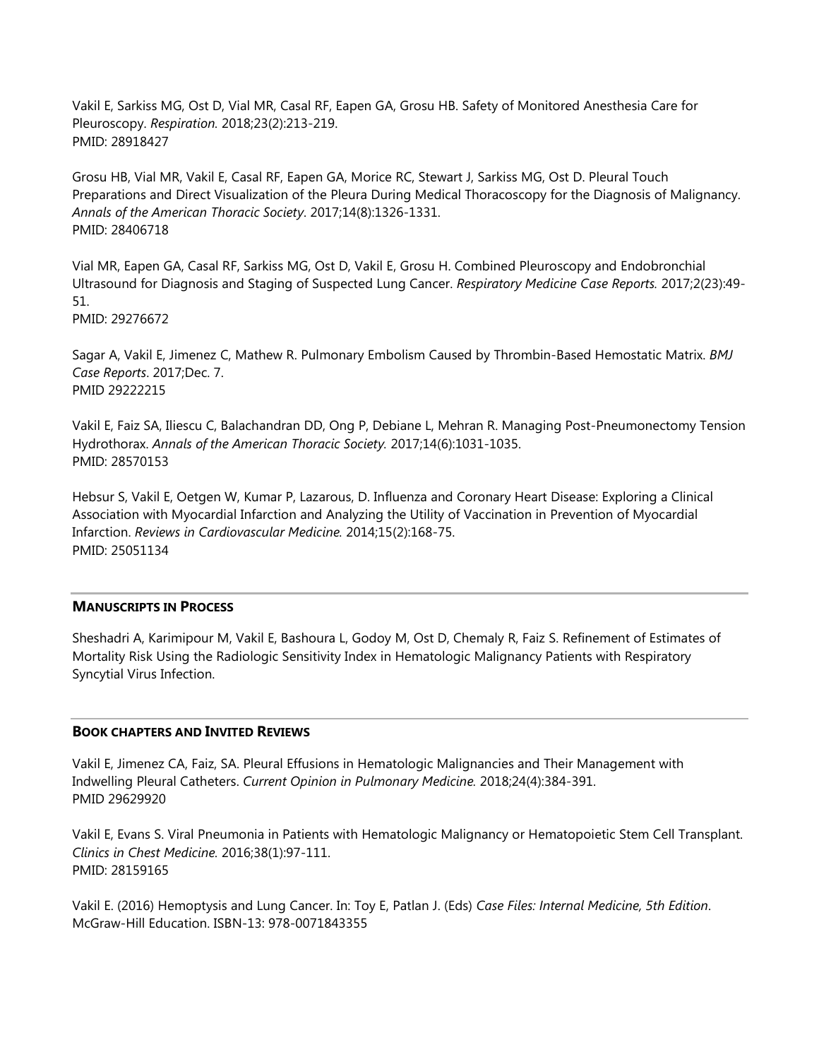Vakil E, Sarkiss MG, Ost D, Vial MR, Casal RF, Eapen GA, Grosu HB. Safety of Monitored Anesthesia Care for Pleuroscopy. *Respiration.* 2018;23(2):213-219.
PMID: 28918427

Grosu HB, Vial MR, Vakil E, Casal RF, Eapen GA, Morice RC, Stewart J, Sarkiss MG, Ost D. Pleural Touch Preparations and Direct Visualization of the Pleura During Medical Thoracoscopy for the Diagnosis of Malignancy. *Annals of the American Thoracic Society*. 2017;14(8):1326-1331.
PMID: 28406718

Vial MR, Eapen GA, Casal RF, Sarkiss MG, Ost D, Vakil E, Grosu H. Combined Pleuroscopy and Endobronchial Ultrasound for Diagnosis and Staging of Suspected Lung Cancer. *Respiratory Medicine Case Reports.* 2017;2(23):49-51.
PMID: 29276672

Sagar A, Vakil E, Jimenez C, Mathew R. Pulmonary Embolism Caused by Thrombin-Based Hemostatic Matrix. *BMJ Case Reports*. 2017;Dec. 7.
PMID 29222215

Vakil E, Faiz SA, Iliescu C, Balachandran DD, Ong P, Debiane L, Mehran R. Managing Post-Pneumonectomy Tension Hydrothorax. *Annals of the American Thoracic Society.* 2017;14(6):1031-1035.
PMID: 28570153

Hebsur S, Vakil E, Oetgen W, Kumar P, Lazarous, D. Influenza and Coronary Heart Disease: Exploring a Clinical Association with Myocardial Infarction and Analyzing the Utility of Vaccination in Prevention of Myocardial Infarction. *Reviews in Cardiovascular Medicine.* 2014;15(2):168-75.
PMID: 25051134

## MANUSCRIPTS IN PROCESS

Sheshadri A, Karimipour M, Vakil E, Bashoura L, Godoy M, Ost D, Chemaly R, Faiz S. Refinement of Estimates of Mortality Risk Using the Radiologic Sensitivity Index in Hematologic Malignancy Patients with Respiratory Syncytial Virus Infection.

## BOOK CHAPTERS AND INVITED REVIEWS

Vakil E, Jimenez CA, Faiz, SA. Pleural Effusions in Hematologic Malignancies and Their Management with Indwelling Pleural Catheters. *Current Opinion in Pulmonary Medicine.* 2018;24(4):384-391.
PMID 29629920

Vakil E, Evans S. Viral Pneumonia in Patients with Hematologic Malignancy or Hematopoietic Stem Cell Transplant. *Clinics in Chest Medicine.* 2016;38(1):97-111.
PMID: 28159165

Vakil E. (2016) Hemoptysis and Lung Cancer. In: Toy E, Patlan J. (Eds) *Case Files: Internal Medicine, 5th Edition*. McGraw-Hill Education. ISBN-13: 978-0071843355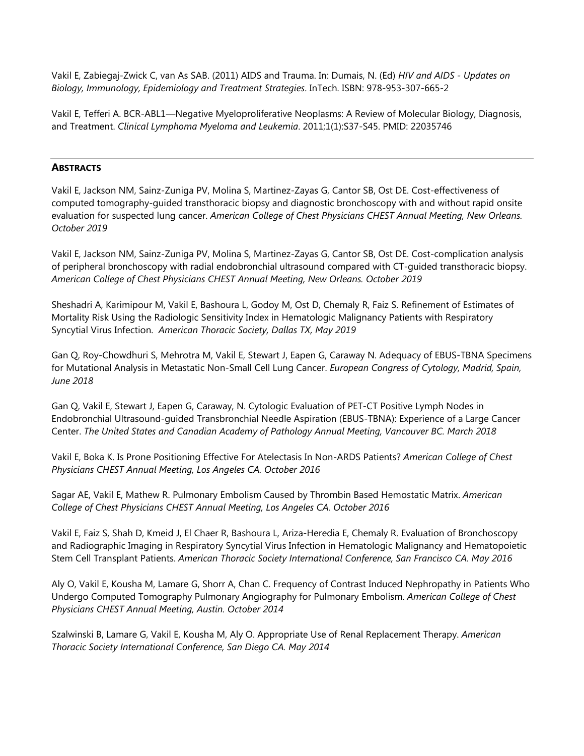Vakil E, Zabiegaj-Zwick C, van As SAB. (2011) AIDS and Trauma. In: Dumais, N. (Ed) *HIV and AIDS - Updates on Biology, Immunology, Epidemiology and Treatment Strategies*. InTech. ISBN: 978-953-307-665-2

Vakil E, Tefferi A. BCR-ABL1—Negative Myeloproliferative Neoplasms: A Review of Molecular Biology, Diagnosis, and Treatment. *Clinical Lymphoma Myeloma and Leukemia*. 2011;1(1):S37-S45. PMID: 22035746

---

## Abstracts

Vakil E, Jackson NM, Sainz-Zuniga PV, Molina S, Martinez-Zayas G, Cantor SB, Ost DE. Cost-effectiveness of computed tomography-guided transthoracic biopsy and diagnostic bronchoscopy with and without rapid onsite evaluation for suspected lung cancer. *American College of Chest Physicians CHEST Annual Meeting, New Orleans. October 2019*

Vakil E, Jackson NM, Sainz-Zuniga PV, Molina S, Martinez-Zayas G, Cantor SB, Ost DE. Cost-complication analysis of peripheral bronchoscopy with radial endobronchial ultrasound compared with CT-guided transthoracic biopsy. *American College of Chest Physicians CHEST Annual Meeting, New Orleans. October 2019*

Sheshadri A, Karimipour M, Vakil E, Bashoura L, Godoy M, Ost D, Chemaly R, Faiz S. Refinement of Estimates of Mortality Risk Using the Radiologic Sensitivity Index in Hematologic Malignancy Patients with Respiratory Syncytial Virus Infection. *American Thoracic Society, Dallas TX, May 2019*

Gan Q, Roy-Chowdhuri S, Mehrotra M, Vakil E, Stewart J, Eapen G, Caraway N. Adequacy of EBUS-TBNA Specimens for Mutational Analysis in Metastatic Non-Small Cell Lung Cancer. *European Congress of Cytology, Madrid, Spain, June 2018*

Gan Q, Vakil E, Stewart J, Eapen G, Caraway, N. Cytologic Evaluation of PET-CT Positive Lymph Nodes in Endobronchial Ultrasound-guided Transbronchial Needle Aspiration (EBUS-TBNA): Experience of a Large Cancer Center. *The United States and Canadian Academy of Pathology Annual Meeting, Vancouver BC. March 2018*

Vakil E, Boka K. Is Prone Positioning Effective For Atelectasis In Non-ARDS Patients? *American College of Chest Physicians CHEST Annual Meeting, Los Angeles CA. October 2016*

Sagar AE, Vakil E, Mathew R. Pulmonary Embolism Caused by Thrombin Based Hemostatic Matrix. *American College of Chest Physicians CHEST Annual Meeting, Los Angeles CA. October 2016*

Vakil E, Faiz S, Shah D, Kmeid J, El Chaer R, Bashoura L, Ariza-Heredia E, Chemaly R. Evaluation of Bronchoscopy and Radiographic Imaging in Respiratory Syncytial Virus Infection in Hematologic Malignancy and Hematopoietic Stem Cell Transplant Patients. *American Thoracic Society International Conference, San Francisco CA. May 2016*

Aly O, Vakil E, Kousha M, Lamare G, Shorr A, Chan C. Frequency of Contrast Induced Nephropathy in Patients Who Undergo Computed Tomography Pulmonary Angiography for Pulmonary Embolism. *American College of Chest Physicians CHEST Annual Meeting, Austin. October 2014*

Szalwinski B, Lamare G, Vakil E, Kousha M, Aly O. Appropriate Use of Renal Replacement Therapy. *American Thoracic Society International Conference, San Diego CA. May 2014*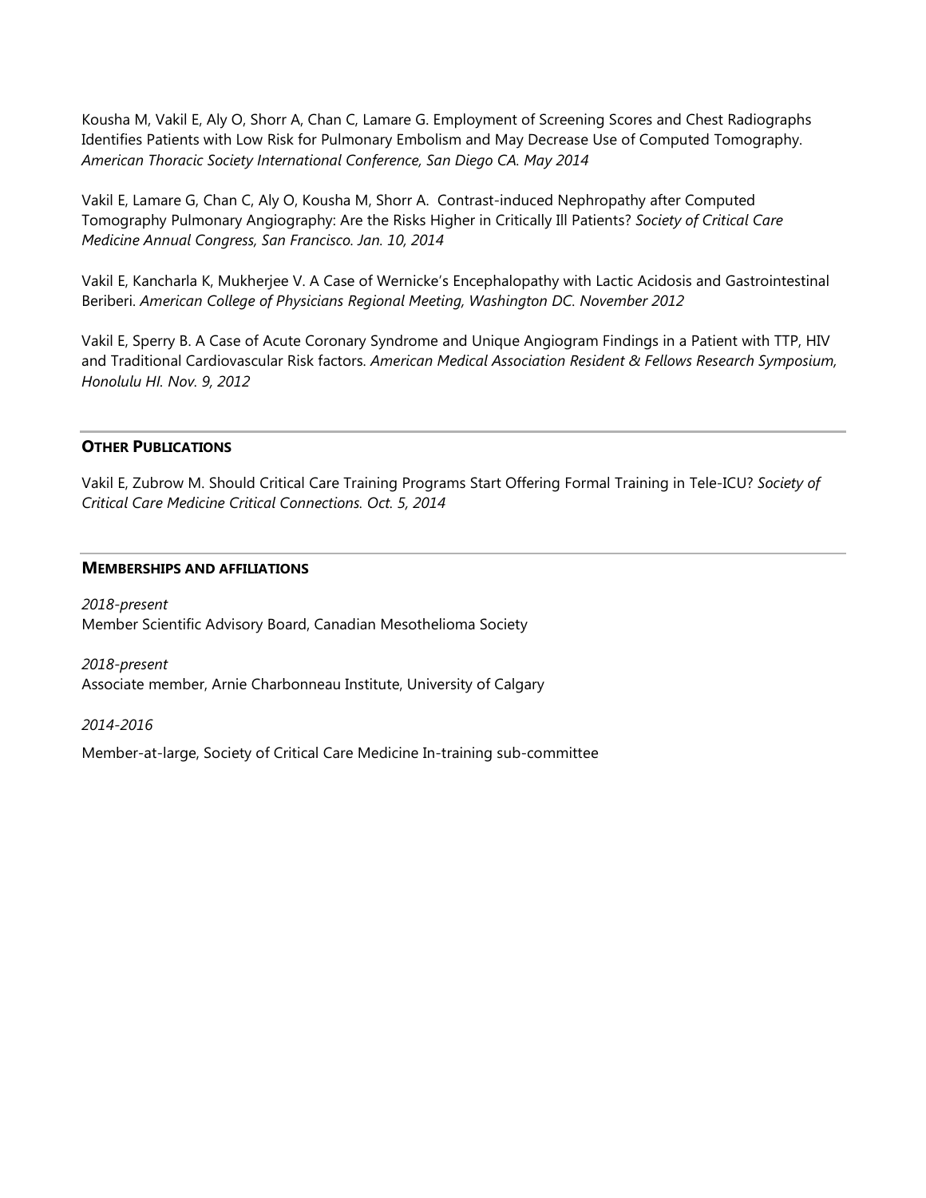Kousha M, Vakil E, Aly O, Shorr A, Chan C, Lamare G. Employment of Screening Scores and Chest Radiographs Identifies Patients with Low Risk for Pulmonary Embolism and May Decrease Use of Computed Tomography. *American Thoracic Society International Conference, San Diego CA. May 2014*

Vakil E, Lamare G, Chan C, Aly O, Kousha M, Shorr A. Contrast-induced Nephropathy after Computed Tomography Pulmonary Angiography: Are the Risks Higher in Critically Ill Patients? *Society of Critical Care Medicine Annual Congress, San Francisco. Jan. 10, 2014*

Vakil E, Kancharla K, Mukherjee V. A Case of Wernicke's Encephalopathy with Lactic Acidosis and Gastrointestinal Beriberi. *American College of Physicians Regional Meeting, Washington DC. November 2012*

Vakil E, Sperry B. A Case of Acute Coronary Syndrome and Unique Angiogram Findings in a Patient with TTP, HIV and Traditional Cardiovascular Risk factors. *American Medical Association Resident & Fellows Research Symposium, Honolulu HI. Nov. 9, 2012*

## OTHER PUBLICATIONS

Vakil E, Zubrow M. Should Critical Care Training Programs Start Offering Formal Training in Tele-ICU? *Society of Critical Care Medicine Critical Connections. Oct. 5, 2014*

## MEMBERSHIPS AND AFFILIATIONS

*2018-present*
Member Scientific Advisory Board, Canadian Mesothelioma Society

*2018-present*
Associate member, Arnie Charbonneau Institute, University of Calgary

*2014-2016*

Member-at-large, Society of Critical Care Medicine In-training sub-committee